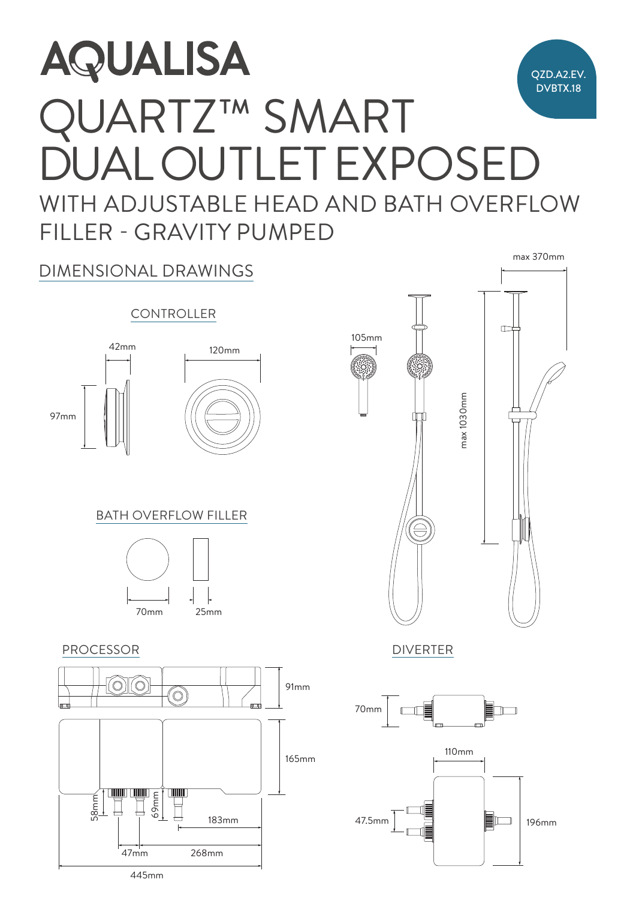# AQUALISA

QZD.A2.EV.
DVBTX.18

# QUARTZ™ SMART DUAL OUTLET EXPOSED

## WITH ADJUSTABLE HEAD AND BATH OVERFLOW FILLER - GRAVITY PUMPED

## DIMENSIONAL DRAWINGS

### CONTROLLER

42mm

120mm

97mm

### BATH OVERFLOW FILLER

70mm

25mm

105mm

max 370mm

max 1030mm

### PROCESSOR

91mm

165mm

58mm

69mm

183mm

47mm

268mm

445mm

### DIVERTER

70mm

110mm

47.5mm

196mm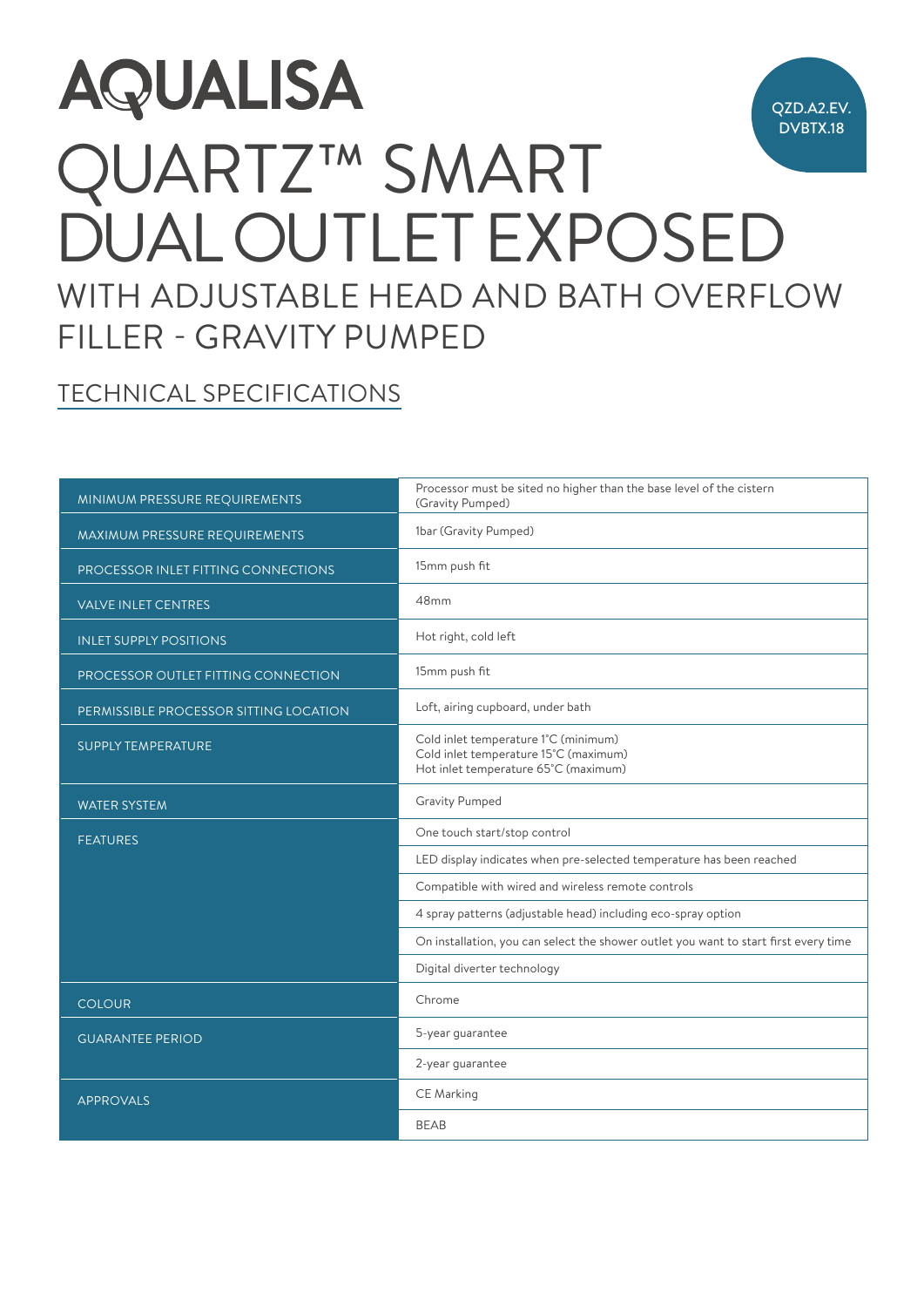AQUALISA

QZD.A2.EV.
DVBTX.18

# QUARTZ™ SMART DUAL OUTLET EXPOSED

## WITH ADJUSTABLE HEAD AND BATH OVERFLOW FILLER - GRAVITY PUMPED

### TECHNICAL SPECIFICATIONS

| | |
|---|---|
| MINIMUM PRESSURE REQUIREMENTS | Processor must be sited no higher than the base level of the cistern (Gravity Pumped) |
| MAXIMUM PRESSURE REQUIREMENTS | 1bar (Gravity Pumped) |
| PROCESSOR INLET FITTING CONNECTIONS | 15mm push fit |
| VALVE INLET CENTRES | 48mm |
| INLET SUPPLY POSITIONS | Hot right, cold left |
| PROCESSOR OUTLET FITTING CONNECTION | 15mm push fit |
| PERMISSIBLE PROCESSOR SITTING LOCATION | Loft, airing cupboard, under bath |
| SUPPLY TEMPERATURE | Cold inlet temperature 1°C (minimum)<br>Cold inlet temperature 15°C (maximum)<br>Hot inlet temperature 65°C (maximum) |
| WATER SYSTEM | Gravity Pumped |
| FEATURES | One touch start/stop control |
| | LED display indicates when pre-selected temperature has been reached |
| | Compatible with wired and wireless remote controls |
| | 4 spray patterns (adjustable head) including eco-spray option |
| | On installation, you can select the shower outlet you want to start first every time |
| | Digital diverter technology |
| COLOUR | Chrome |
| GUARANTEE PERIOD | 5-year guarantee |
| | 2-year guarantee |
| APPROVALS | CE Marking |
| | BEAB |